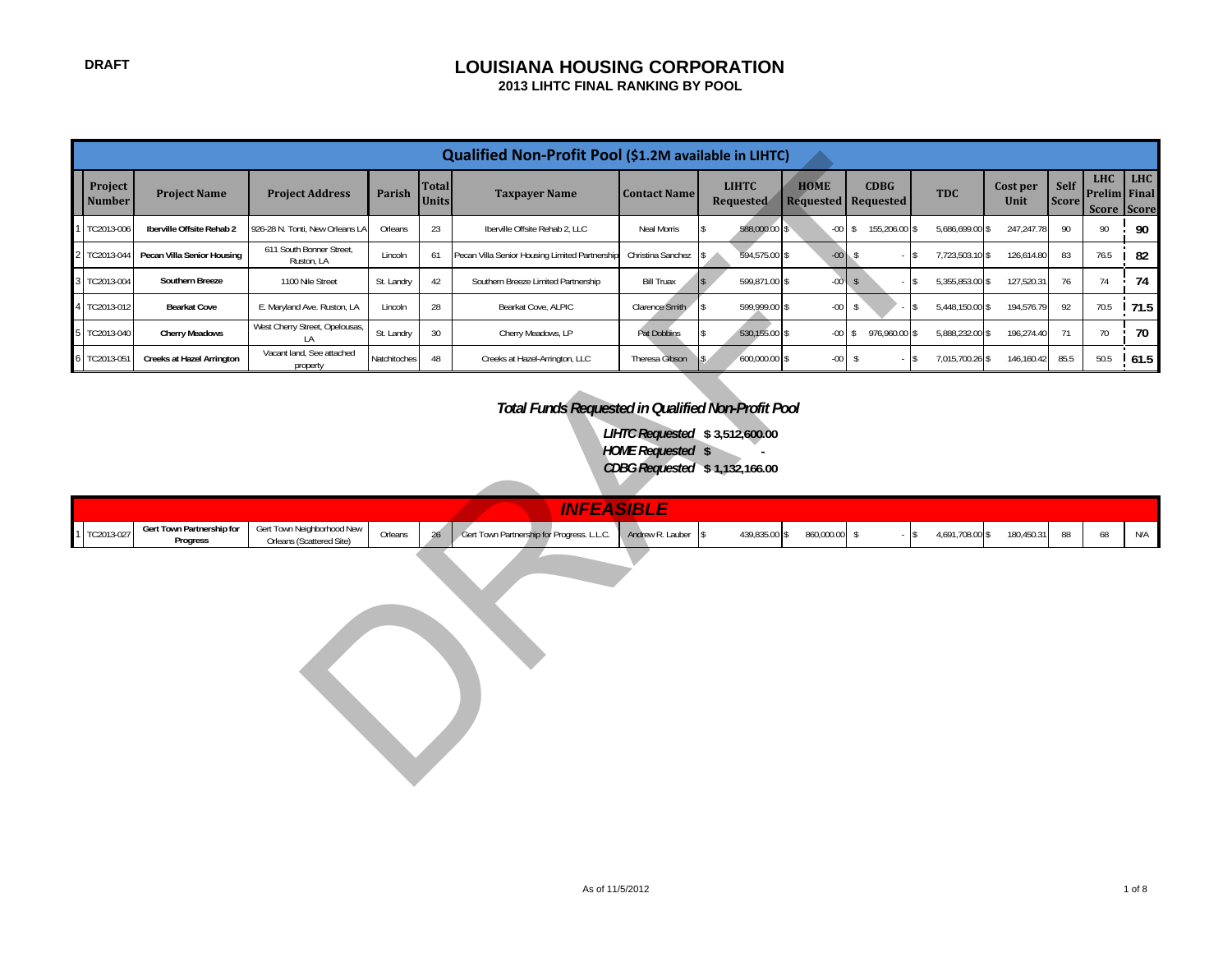DRAFT

# LOUISIANA HOUSING CORPORATION

## 2013 LIHTC FINAL RANKING BY POOL

| | Qualified Non-Profit Pool ($1.2M available in LIHTC) | | | | | | | | | | | | | | | |
|---|---|---|---|---|---|---|---|---|---|---|---|---|---|---|---|---|
| | Project Number | Project Name | Project Address | Parish | Total Units | Taxpayer Name | Contact Name | LIHTC Requested | HOME Requested | CDBG Requested | TDC | Cost per Unit | Self Score | LHC Prelim Score | LHC Final Score |
| 1 | TC2013-006 | Iberville Offsite Rehab 2 | 926-28 N. Tonti, New Orleans LA | Orleans | 23 | Iberville Offsite Rehab 2, LLC | Neal Morris | $ 588,000.00 | $ -00 | $ 155,206.00 | $ 5,686,699.00 | $ 247,247.78 | 90 | 90 | 90 |
| 2 | TC2013-044 | Pecan Villa Senior Housing | 611 South Bonner Street, Ruston, LA | Lincoln | 61 | Pecan Villa Senior Housing Limited Partnership | Christina Sanchez | $ 594,575.00 | $ -00 | $ - | $ 7,723,503.10 | $ 126,614.80 | 83 | 76.5 | 82 |
| 3 | TC2013-004 | Southern Breeze | 1100 Nile Street | St. Landry | 42 | Southern Breeze Limited Partnership | Bill Truax | $ 599,871.00 | $ -00 | $ - | $ 5,355,853.00 | $ 127,520.31 | 76 | 74 | 74 |
| 4 | TC2013-012 | Bearkat Cove | E. Maryland Ave. Ruston, LA | Lincoln | 28 | Bearkat Cove, ALPIC | Clarence Smith | $ 599,999.00 | $ -00 | $ - | $ 5,448,150.00 | $ 194,576.79 | 92 | 70.5 | 71.5 |
| 5 | TC2013-040 | Cherry Meadows | West Cherry Street, Opelousas, LA | St. Landry | 30 | Cherry Meadows, LP | Pat Dobbins | $ 530,155.00 | $ -00 | $ 976,960.00 | $ 5,888,232.00 | $ 196,274.40 | 71 | 70 | 70 |
| 6 | TC2013-051 | Creeks at Hazel Arrington | Vacant land, See attached property | Natchitoches | 48 | Creeks at Hazel-Arrington, LLC | Theresa Gibson | $ 600,000.00 | $ -00 | $ - | $ 7,015,700.26 | $ 146,160.42 | 85.5 | 50.5 | 61.5 |

***Total Funds Requested in Qualified Non-Profit Pool***

***LIHTC Requested*** **$ 3,512,600.00**
***HOME Requested*** **$ -**
***CDBG Requested*** **$ 1,132,166.00**

| | INFEASIBLE | | | | | | | | | | | | | | | |
|---|---|---|---|---|---|---|---|---|---|---|---|---|---|---|---|---|
| 1 | TC2013-027 | Gert Town Partnership for Progress | Gert Town Neighborhood New Orleans (Scattered Site) | Orleans | 26 | Gert Town Partnership for Progress. L.L.C. | Andrew R. Lauber | $ 439,835.00 | $ 860,000.00 | $ - | $ 4,691,708.00 | $ 180,450.31 | 88 | 68 | N/A |

As of 11/5/2012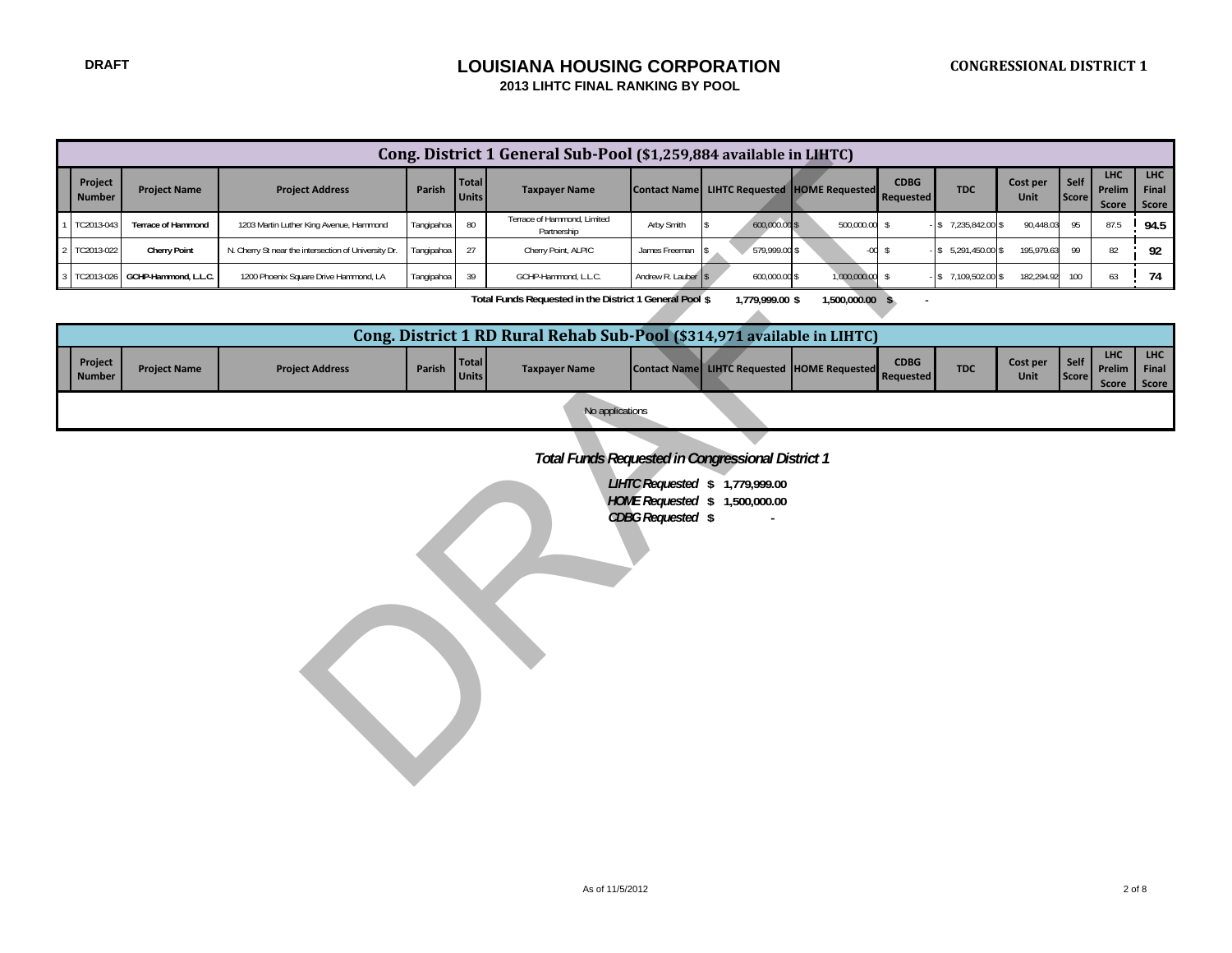DRAFT

# LOUISIANA HOUSING CORPORATION

## 2013 LIHTC FINAL RANKING BY POOL

CONGRESSIONAL DISTRICT 1

### Cong. District 1 General Sub-Pool ($1,259,884 available in LIHTC)

| | Project Number | Project Name | Project Address | Parish | Total Units | Taxpayer Name | Contact Name | LIHTC Requested | HOME Requested | CDBG Requested | TDC | Cost per Unit | Self Score | LHC Prelim Score | LHC Final Score |
|---|---|---|---|---|---|---|---|---|---|---|---|---|---|---|---|
| 1 | TC2013-043 | **Terrace of Hammond** | 1203 Martin Luther King Avenue, Hammond | Tangipahoa | 80 | Terrace of Hammond, Limited Partnership | Arby Smith | $ 600,000.00 | $ 500,000.00 | $ - | $ 7,235,842.00 | $ 90,448.03 | 95 | 87.5 | **94.5** |
| 2 | TC2013-022 | **Cherry Point** | N. Cherry St near the intersection of University Dr. | Tangipahoa | 27 | Cherry Point, ALPIC | James Freeman | $ 579,999.00 | $ -00 | $ - | $ 5,291,450.00 | $ 195,979.63 | 99 | 82 | **92** |
| 3 | TC2013-026 | **GCHP-Hammond, L.L.C.** | 1200 Phoenix Square Drive Hammond, LA | Tangipahoa | 39 | GCHP-Hammond, L.L.C. | Andrew R. Lauber | $ 600,000.00 | $ 1,000,000.00 | $ - | $ 7,109,502.00 | $ 182,294.92 | 100 | 63 | **74** |

**Total Funds Requested in the District 1 General Pool $ 1,779,999.00 $ 1,500,000.00 $ -**

### Cong. District 1 RD Rural Rehab Sub-Pool ($314,971 available in LIHTC)

| | Project Number | Project Name | Project Address | Parish | Total Units | Taxpayer Name | Contact Name | LIHTC Requested | HOME Requested | CDBG Requested | TDC | Cost per Unit | Self Score | LHC Prelim Score | LHC Final Score |
|---|---|---|---|---|---|---|---|---|---|---|---|---|---|---|---|
| | | | | | | No applications | | | | | | | | | |

***Total Funds Requested in Congressional District 1***

***LIHTC Requested* $ 1,779,999.00**

***HOME Requested* $ 1,500,000.00**

***CDBG Requested* $ -**

As of 11/5/2012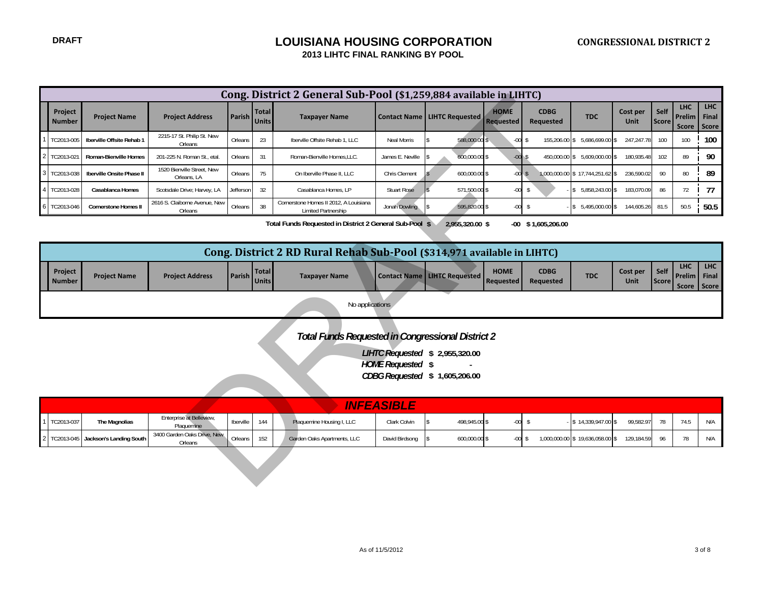**DRAFT**

# LOUISIANA HOUSING CORPORATION

**CONGRESSIONAL DISTRICT 2**

**2013 LIHTC FINAL RANKING BY POOL**

## Cong. District 2 General Sub-Pool ($1,259,884 available in LIHTC)

| | Project Number | Project Name | Project Address | Parish | Total Units | Taxpayer Name | Contact Name | LIHTC Requested | HOME Requested | CDBG Requested | TDC | Cost per Unit | Self Score | LHC Prelim Score | LHC Final Score |
|---|---|---|---|---|---|---|---|---|---|---|---|---|---|---|---|
| 1 | TC2013-005 | **Iberville Offsite Rehab 1** | 2215-17 St. Philip St. New Orleans | Orleans | 23 | Iberville Offsite Rehab 1, LLC | Neal Morris | $ 588,000.00 | $ -00 | $ 155,206.00 | $ 5,686,699.00 | $ 247,247.78 | 100 | 100 | **100** |
| 2 | TC2013-021 | **Roman-Bienville Homes** | 201-225 N. Roman St., etal. | Orleans | 31 | Roman-Bienville Homes,LLC. | James E. Neville | $ 600,000.00 | $ -00 | $ 450,000.00 | $ 5,609,000.00 | $ 180,935.48 | 102 | 89 | **90** |
| 3 | TC2013-038 | **Iberville Onsite Phase II** | 1520 Bienville Street, New Orleans, LA | Orleans | 75 | On Iberville Phase II, LLC | Chris Clement | $ 600,000.00 | $ -00 | $ 1,000,000.00 | $ 17,744,251.62 | $ 236,590.02 | 90 | 80 | **89** |
| 4 | TC2013-028 | **Casablanca Homes** | Scotsdale Drive; Harvey, LA | Jefferson | 32 | Casablanca Homes, LP | Stuart Rose | $ 571,500.00 | $ -00 | $ - | $ 5,858,243.00 | $ 183,070.09 | 86 | 72 | **77** |
| 6 | TC2013-046 | **Cornerstone Homes II** | 2616 S. Claiborne Avenue, New Orleans | Orleans | 38 | Cornerstone Homes II 2012, A Louisiana Limited Partnership | Jonah Dowling | $ 595,820.00 | $ -00 | $ - | $ 5,495,000.00 | $ 144,605.26 | 81.5 | 50.5 | **50.5** |

**Total Funds Requested in District 2 General Sub-Pool $ 2,955,320.00 $ -00 $ 1,605,206.00**

## Cong. District 2 RD Rural Rehab Sub-Pool ($314,971 available in LIHTC)

| | Project Number | Project Name | Project Address | Parish | Total Units | Taxpayer Name | Contact Name | LIHTC Requested | HOME Requested | CDBG Requested | TDC | Cost per Unit | Self Score | LHC Prelim Score | LHC Final Score |
|---|---|---|---|---|---|---|---|---|---|---|---|---|---|---|---|
| | | | | | | No applications | | | | | | | | | |

***Total Funds Requested in Congressional District 2***

***LIHTC Requested* $ 2,955,320.00**

***HOME Requested* $ -**

***CDBG Requested* $ 1,605,206.00**

## *INFEASIBLE*

| | Project Number | Project Name | Project Address | Parish | Total Units | Taxpayer Name | Contact Name | LIHTC Requested | HOME Requested | CDBG Requested | TDC | Cost per Unit | Self Score | LHC Prelim Score | LHC Final Score |
|---|---|---|---|---|---|---|---|---|---|---|---|---|---|---|---|
| 1 | TC2013-037 | **The Magnolias** | Enterprise at Belleview, Plaquemine | Iberville | 144 | Plaquemine Housing I, LLC | Clark Colvin | $ 498,945.00 | $ -00 | $ - | $ 14,339,947.00 | $ 99,582.97 | 78 | 74.5 | N/A |
| 2 | TC2013-045 | **Jackson's Landing South** | 3400 Garden Oaks Drive, New Orleans | Orleans | 152 | Garden Oaks Apartments, LLC | David Birdsong | $ 600,000.00 | $ -00 | $ 1,000,000.00 | $ 19,636,058.00 | $ 129,184.59 | 96 | 78 | N/A |

As of 11/5/2012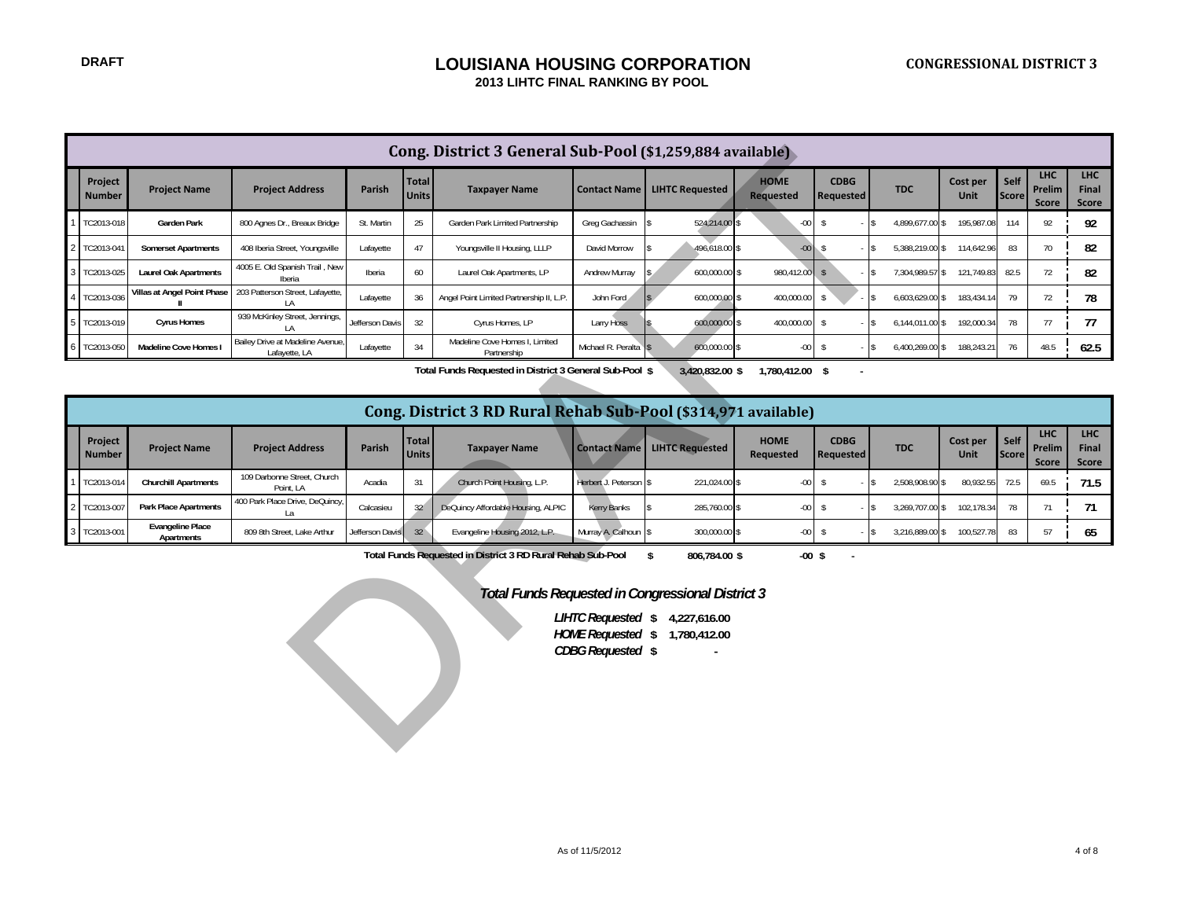DRAFT

# LOUISIANA HOUSING CORPORATION

## 2013 LIHTC FINAL RANKING BY POOL

**CONGRESSIONAL DISTRICT 3**

### Cong. District 3 General Sub-Pool ($1,259,884 available)

| | Project Number | Project Name | Project Address | Parish | Total Units | Taxpayer Name | Contact Name | LIHTC Requested | HOME Requested | CDBG Requested | TDC | Cost per Unit | Self Score | LHC Prelim Score | LHC Final Score |
|---|---|---|---|---|---|---|---|---|---|---|---|---|---|---|---|
| 1 | TC2013-018 | Garden Park | 800 Agnes Dr., Breaux Bridge | St. Martin | 25 | Garden Park Limited Partnership | Greg Gachassin | $ 524,214.00 | $ -00 | $ - | $ 4,899,677.00 | $ 195,987.08 | 114 | 92 | 92 |
| 2 | TC2013-041 | Somerset Apartments | 408 Iberia Street, Youngsville | Lafayette | 47 | Youngsville II Housing, LLLP | David Morrow | $ 496,618.00 | $ -00 | $ - | $ 5,388,219.00 | $ 114,642.96 | 83 | 70 | 82 |
| 3 | TC2013-025 | Laurel Oak Apartments | 4005 E. Old Spanish Trail , New Iberia | Iberia | 60 | Laurel Oak Apartments, LP | Andrew Murray | $ 600,000.00 | $ 980,412.00 | $ - | $ 7,304,989.57 | $ 121,749.83 | 82.5 | 72 | 82 |
| 4 | TC2013-036 | Villas at Angel Point Phase II | 203 Patterson Street, Lafayette, LA | Lafayette | 36 | Angel Point Limited Partnership II, L.P. | John Ford | $ 600,000.00 | $ 400,000.00 | $ - | $ 6,603,629.00 | $ 183,434.14 | 79 | 72 | 78 |
| 5 | TC2013-019 | Cyrus Homes | 939 McKinley Street, Jennings, LA | Jefferson Davis | 32 | Cyrus Homes, LP | Larry Hoss | $ 600,000.00 | $ 400,000.00 | $ - | $ 6,144,011.00 | $ 192,000.34 | 78 | 77 | 77 |
| 6 | TC2013-050 | Madeline Cove Homes I | Bailey Drive at Madeline Avenue, Lafayette, LA | Lafayette | 34 | Madeline Cove Homes I, Limited Partnership | Michael R. Peralta | $ 600,000.00 | $ -00 | $ - | $ 6,400,269.00 | $ 188,243.21 | 76 | 48.5 | 62.5 |

**Total Funds Requested in District 3 General Sub-Pool $ 3,420,832.00 $ 1,780,412.00 $ -**

### Cong. District 3 RD Rural Rehab Sub-Pool ($314,971 available)

| | Project Number | Project Name | Project Address | Parish | Total Units | Taxpayer Name | Contact Name | LIHTC Requested | HOME Requested | CDBG Requested | TDC | Cost per Unit | Self Score | LHC Prelim Score | LHC Final Score |
|---|---|---|---|---|---|---|---|---|---|---|---|---|---|---|---|
| 1 | TC2013-014 | Churchill Apartments | 109 Darbonne Street, Church Point, LA | Acadia | 31 | Church Point Housing, L.P. | Herbert J. Peterson | $ 221,024.00 | $ -00 | $ - | $ 2,508,908.90 | $ 80,932.55 | 72.5 | 69.5 | 71.5 |
| 2 | TC2013-007 | Park Place Apartments | 400 Park Place Drive, DeQuincy, La | Calcasieu | 32 | DeQuincy Affordable Housing, ALPIC | Kerry Banks | $ 285,760.00 | $ -00 | $ - | $ 3,269,707.00 | $ 102,178.34 | 78 | 71 | 71 |
| 3 | TC2013-001 | Evangeline Place Apartments | 809 8th Street, Lake Arthur | Jefferson Davis | 32 | Evangeline Housing 2012, L.P. | Murray A. Calhoun | $ 300,000.00 | $ -00 | $ - | $ 3,216,889.00 | $ 100,527.78 | 83 | 57 | 65 |

**Total Funds Requested in District 3 RD Rural Rehab Sub-Pool $ 806,784.00 $ -00 $ -**

### *Total Funds Requested in Congressional District 3*

***LIHTC Requested* $ 4,227,616.00**
***HOME Requested* $ 1,780,412.00**
***CDBG Requested* $ -**

As of 11/5/2012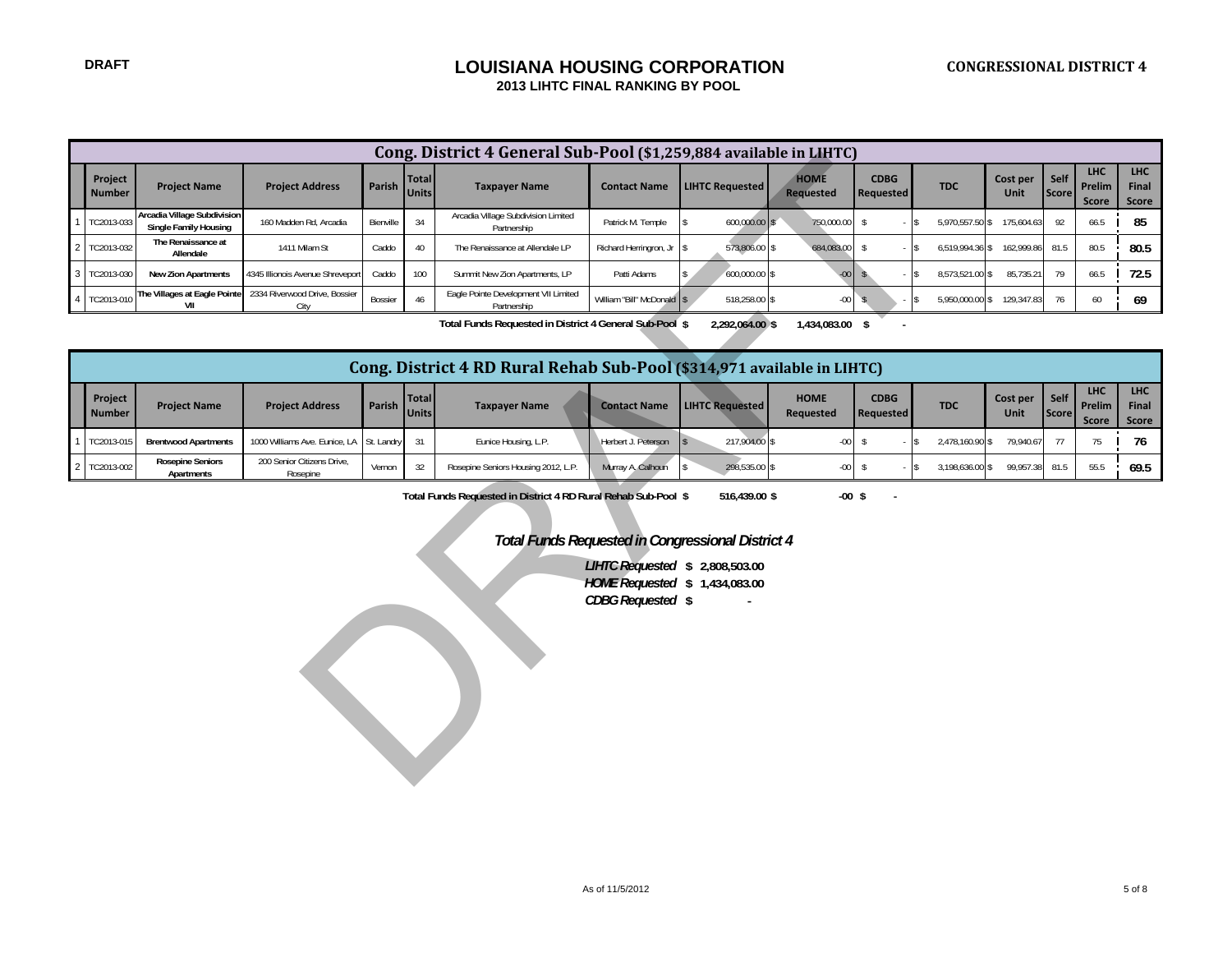DRAFT

# LOUISIANA HOUSING CORPORATION

**2013 LIHTC FINAL RANKING BY POOL**

**CONGRESSIONAL DISTRICT 4**

## Cong. District 4 General Sub-Pool ($1,259,884 available in LIHTC)

| | Project Number | Project Name | Project Address | Parish | Total Units | Taxpayer Name | Contact Name | LIHTC Requested | HOME Requested | CDBG Requested | TDC | Cost per Unit | Self Score | LHC Prelim Score | LHC Final Score |
|---|---|---|---|---|---|---|---|---|---|---|---|---|---|---|---|
| 1 | TC2013-033 | Arcadia Village Subdivision Single Family Housing | 160 Madden Rd, Arcadia | Bienville | 34 | Arcadia Village Subdivision Limited Partnership | Patrick M. Temple | $ 600,000.00 | $ 750,000.00 | $ - | $ 5,970,557.50 | $ 175,604.63 | 92 | 66.5 | 85 |
| 2 | TC2013-032 | The Renaissance at Allendale | 1411 Milam St | Caddo | 40 | The Renaissance at Allendale LP | Richard Herringron, Jr | $ 573,806.00 | $ 684,083.00 | $ - | $ 6,519,994.36 | $ 162,999.86 | 81.5 | 80.5 | 80.5 |
| 3 | TC2013-030 | New Zion Apartments | 4345 Illionois Avenue Shreveport | Caddo | 100 | Summit New Zion Apartments, LP | Patti Adams | $ 600,000.00 | $ -00 | $ - | $ 8,573,521.00 | $ 85,735.21 | 79 | 66.5 | 72.5 |
| 4 | TC2013-010 | The Villages at Eagle Pointe VII | 2334 Riverwood Drive, Bossier City | Bossier | 46 | Eagle Pointe Development VII Limited Partnership | William "Bill" McDonald | $ 518,258.00 | $ -00 | $ - | $ 5,950,000.00 | $ 129,347.83 | 76 | 60 | 69 |

**Total Funds Requested in District 4 General Sub-Pool $ 2,292,064.00 $ 1,434,083.00 $ -**

## Cong. District 4 RD Rural Rehab Sub-Pool ($314,971 available in LIHTC)

| | Project Number | Project Name | Project Address | Parish | Total Units | Taxpayer Name | Contact Name | LIHTC Requested | HOME Requested | CDBG Requested | TDC | Cost per Unit | Self Score | LHC Prelim Score | LHC Final Score |
|---|---|---|---|---|---|---|---|---|---|---|---|---|---|---|---|
| 1 | TC2013-015 | Brentwood Apartments | 1000 Williams Ave. Eunice, LA | St. Landry | 31 | Eunice Housing, L.P. | Herbert J. Peterson | $ 217,904.00 | $ -00 | $ - | $ 2,478,160.90 | $ 79,940.67 | 77 | 75 | 76 |
| 2 | TC2013-002 | Rosepine Seniors Apartments | 200 Senior Citizens Drive, Rosepine | Vernon | 32 | Rosepine Seniors Housing 2012, L.P. | Murray A. Calhoun | $ 298,535.00 | $ -00 | $ - | $ 3,198,636.00 | $ 99,957.38 | 81.5 | 55.5 | 69.5 |

**Total Funds Requested in District 4 RD Rural Rehab Sub-Pool $ 516,439.00 $ -00 $ -**

***Total Funds Requested in Congressional District 4***

***LIHTC Requested* $ 2,808,503.00**
***HOME Requested* $ 1,434,083.00**
***CDBG Requested* $ -**

As of 11/5/2012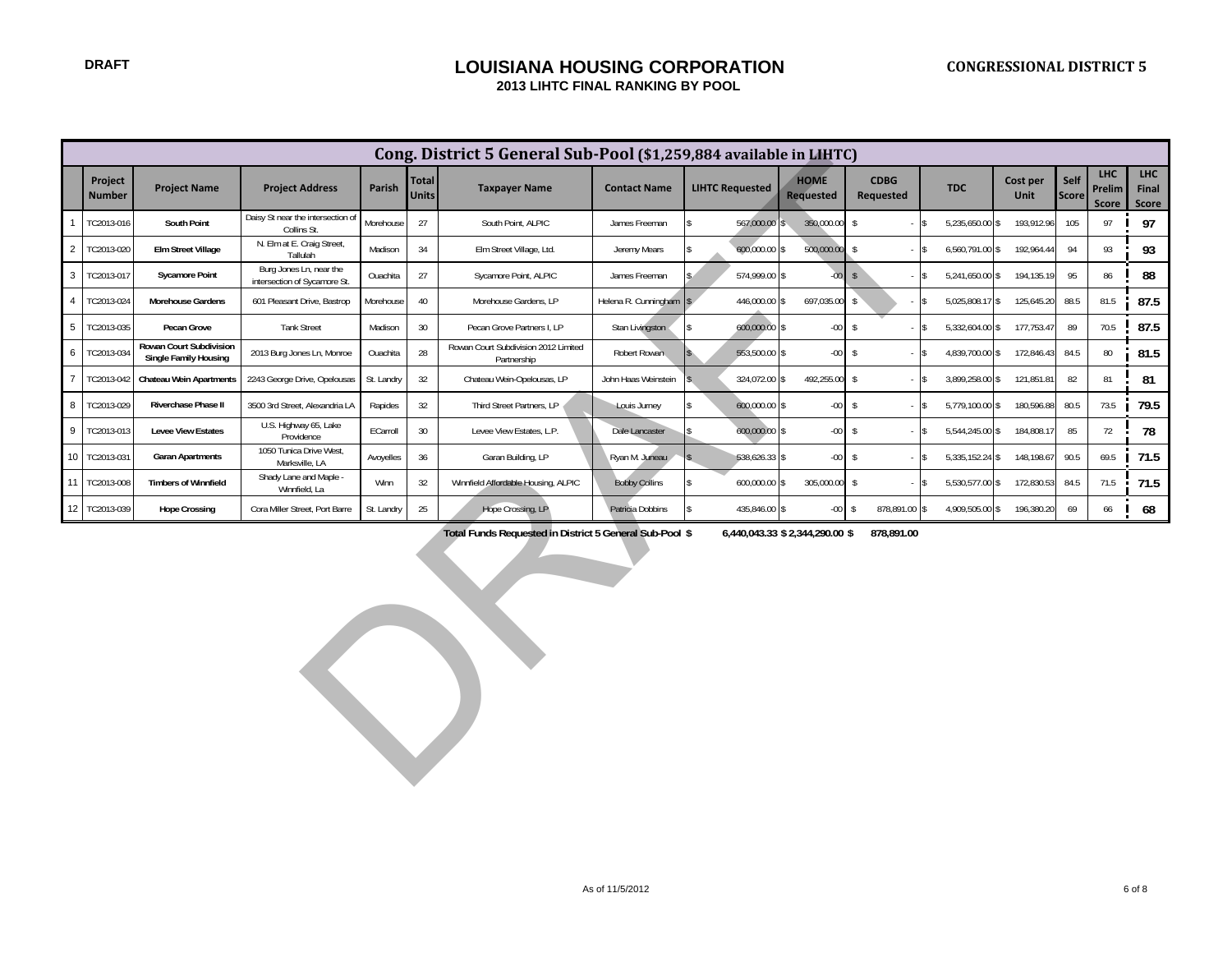DRAFT

# LOUISIANA HOUSING CORPORATION

## 2013 LIHTC FINAL RANKING BY POOL

**CONGRESSIONAL DISTRICT 5**

| | Cong. District 5 General Sub-Pool ($1,259,884 available in LIHTC) | | | | | | | | | | | | | | | |
|---|---|---|---|---|---|---|---|---|---|---|---|---|---|---|---|---|
| | Project Number | Project Name | Project Address | Parish | Total Units | Taxpayer Name | Contact Name | LIHTC Requested | HOME Requested | CDBG Requested | TDC | Cost per Unit | Self Score | LHC Prelim Score | LHC Final Score |
| 1 | TC2013-016 | South Point | Daisy St near the intersection of Collins St. | Morehouse | 27 | South Point, ALPIC | James Freeman | $ 567,000.00 | $ 350,000.00 | $ - | $ 5,235,650.00 | $ 193,912.96 | 105 | 97 | 97 |
| 2 | TC2013-020 | Elm Street Village | N. Elm at E. Craig Street, Tallulah | Madison | 34 | Elm Street Village, Ltd. | Jeremy Mears | $ 600,000.00 | $ 500,000.00 | $ - | $ 6,560,791.00 | $ 192,964.44 | 94 | 93 | 93 |
| 3 | TC2013-017 | Sycamore Point | Burg Jones Ln, near the intersection of Sycamore St. | Ouachita | 27 | Sycamore Point, ALPIC | James Freeman | $ 574,999.00 | $ -00 | $ - | $ 5,241,650.00 | $ 194,135.19 | 95 | 86 | 88 |
| 4 | TC2013-024 | Morehouse Gardens | 601 Pleasant Drive, Bastrop | Morehouse | 40 | Morehouse Gardens, LP | Helena R. Cunningham | $ 446,000.00 | $ 697,035.00 | $ - | $ 5,025,808.17 | $ 125,645.20 | 88.5 | 81.5 | 87.5 |
| 5 | TC2013-035 | Pecan Grove | Tank Street | Madison | 30 | Pecan Grove Partners I, LP | Stan Livingston | $ 600,000.00 | $ -00 | $ - | $ 5,332,604.00 | $ 177,753.47 | 89 | 70.5 | 87.5 |
| 6 | TC2013-034 | Rowan Court Subdivision Single Family Housing | 2013 Burg Jones Ln, Monroe | Ouachita | 28 | Rowan Court Subdivision 2012 Limited Partnership | Robert Rowan | $ 553,500.00 | $ -00 | $ - | $ 4,839,700.00 | $ 172,846.43 | 84.5 | 80 | 81.5 |
| 7 | TC2013-042 | Chateau Wein Apartments | 2243 George Drive, Opelousas | St. Landry | 32 | Chateau Wein-Opelousas, LP | John Haas Weinstein | $ 324,072.00 | $ 492,255.00 | $ - | $ 3,899,258.00 | $ 121,851.81 | 82 | 81 | 81 |
| 8 | TC2013-029 | Riverchase Phase II | 3500 3rd Street, Alexandria LA | Rapides | 32 | Third Street Partners, LP | Louis Jurney | $ 600,000.00 | $ -00 | $ - | $ 5,779,100.00 | $ 180,596.88 | 80.5 | 73.5 | 79.5 |
| 9 | TC2013-013 | Levee View Estates | U.S. Highway 65, Lake Providence | ECarroll | 30 | Levee View Estates, L.P. | Dale Lancaster | $ 600,000.00 | $ -00 | $ - | $ 5,544,245.00 | $ 184,808.17 | 85 | 72 | 78 |
| 10 | TC2013-031 | Garan Apartments | 1050 Tunica Drive West, Marksville, LA | Avoyelles | 36 | Garan Building, LP | Ryan M. Juneau | $ 538,626.33 | $ -00 | $ - | $ 5,335,152.24 | $ 148,198.67 | 90.5 | 69.5 | 71.5 |
| 11 | TC2013-008 | Timbers of Winnfield | Shady Lane and Maple - Winnfield, La | Winn | 32 | Winnfield Affordable Housing, ALPIC | Bobby Collins | $ 600,000.00 | $ 305,000.00 | $ - | $ 5,530,577.00 | $ 172,830.53 | 84.5 | 71.5 | 71.5 |
| 12 | TC2013-039 | Hope Crossing | Cora Miller Street, Port Barre | St. Landry | 25 | Hope Crossing, LP | Patricia Dobbins | $ 435,846.00 | $ -00 | $ 878,891.00 | $ 4,909,505.00 | $ 196,380.20 | 69 | 66 | 68 |
| | | | | | | Total Funds Requested in District 5 General Sub-Pool | | $ 6,440,043.33 | $ 2,344,290.00 | $ 878,891.00 | | | | | |

As of 11/5/2012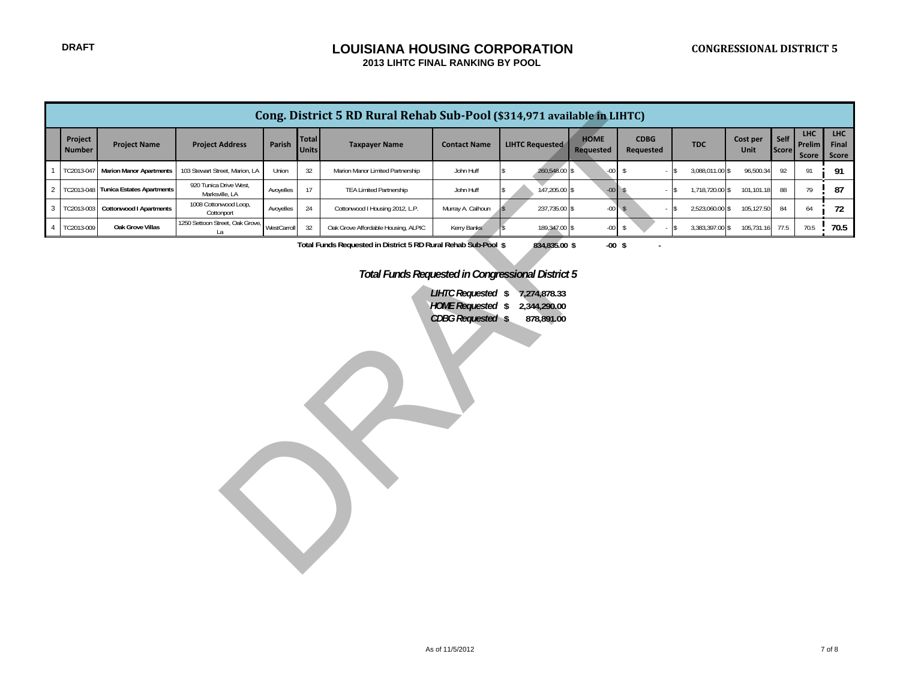DRAFT

# LOUISIANA HOUSING CORPORATION

## 2013 LIHTC FINAL RANKING BY POOL

**CONGRESSIONAL DISTRICT 5**

| Cong. District 5 RD Rural Rehab Sub-Pool ($314,971 available in LIHTC) | | | | | | | | | | | | | | | | |
|---|---|---|---|---|---|---|---|---|---|---|---|---|---|---|---|---|
| | Project Number | Project Name | Project Address | Parish | Total Units | Taxpayer Name | Contact Name | LIHTC Requested | HOME Requested | CDBG Requested | TDC | Cost per Unit | Self Score | LHC Prelim Score | LHC Final Score |
| 1 | TC2013-047 | Marion Manor Apartments | 103 Stewart Street, Marion, LA | Union | 32 | Marion Manor Limited Partnership | John Huff | $ 260,548.00 | $ -00 | $ - | $ 3,088,011.00 | $ 96,500.34 | 92 | 91 | 91 |
| 2 | TC2013-048 | Tunica Estates Apartments | 920 Tunica Drive West, Marksville, LA | Avoyelles | 17 | TEA Limited Partnership | John Huff | $ 147,205.00 | $ -00 | $ - | $ 1,718,720.00 | $ 101,101.18 | 88 | 79 | 87 |
| 3 | TC2013-003 | Cottonwood I Apartments | 1008 Cottonwood Loop, Cottonport | Avoyelles | 24 | Cottonwood I Housing 2012, L.P. | Murray A. Calhoun | $ 237,735.00 | $ -00 | $ - | $ 2,523,060.00 | $ 105,127.50 | 84 | 64 | 72 |
| 4 | TC2013-009 | Oak Grove Villas | 1250 Settoon Street, Oak Grove, La | WestCarroll | 32 | Oak Grove Affordable Housing, ALPIC | Kerry Banks | $ 189,347.00 | $ -00 | $ - | $ 3,383,397.00 | $ 105,731.16 | 77.5 | 70.5 | 70.5 |
| | | | | | | **Total Funds Requested in District 5 RD Rural Rehab Sub-Pool** | | **$ 834,835.00** | **$ -00** | **$ -** | | | | | |

***Total Funds Requested in Congressional District 5***

| | |
|---|---|
| ***LIHTC Requested*** | **$ 7,274,878.33** |
| ***HOME Requested*** | **$ 2,344,290.00** |
| ***CDBG Requested*** | **$ 878,891.00** |

As of 11/5/2012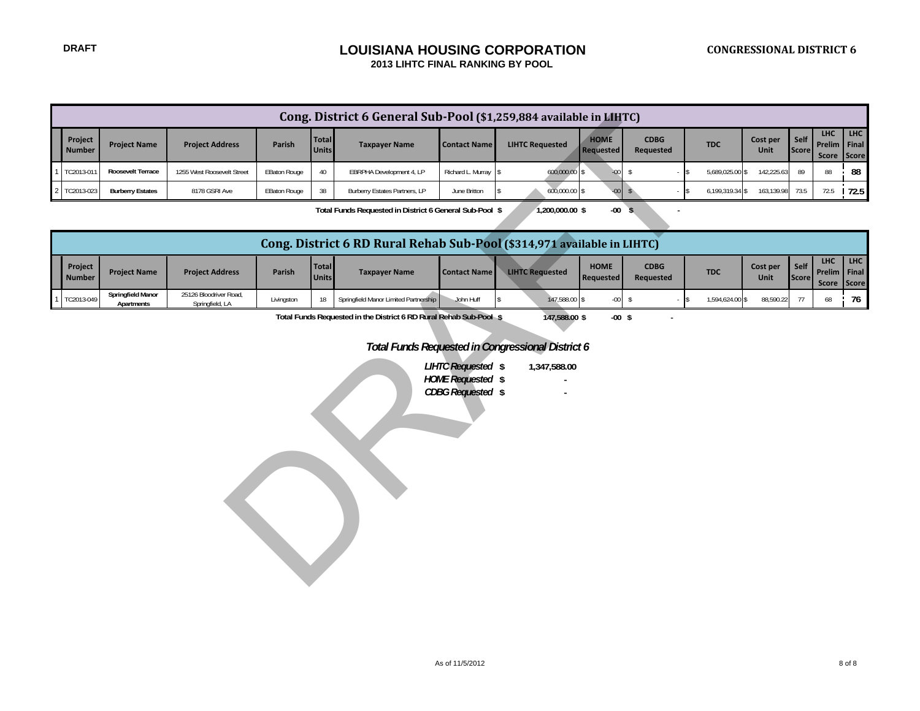DRAFT

# LOUISIANA HOUSING CORPORATION

**2013 LIHTC FINAL RANKING BY POOL**

**CONGRESSIONAL DISTRICT 6**

## Cong. District 6 General Sub-Pool ($1,259,884 available in LIHTC)

| | Project Number | Project Name | Project Address | Parish | Total Units | Taxpayer Name | Contact Name | LIHTC Requested | HOME Requested | CDBG Requested | TDC | Cost per Unit | Self Score | LHC Prelim Score | LHC Final Score |
|---|---|---|---|---|---|---|---|---|---|---|---|---|---|---|---|
| 1 | TC2013-011 | **Roosevelt Terrace** | 1255 West Roosevelt Street | EBaton Rouge | 40 | EBRPHA Development 4, LP | Richard L. Murray | $ 600,000.00 | $ -00 | $ - | $ 5,689,025.00 | $ 142,225.63 | 89 | 88 | **88** |
| 2 | TC2013-023 | **Burberry Estates** | 8178 GSRI Ave | EBaton Rouge | 38 | Burberry Estates Partners, LP | June Britton | $ 600,000.00 | $ -00 | $ - | $ 6,199,319.34 | $ 163,139.98 | 73.5 | 72.5 | **72.5** |

**Total Funds Requested in District 6 General Sub-Pool $ 1,200,000.00 $ -00 $ -**

## Cong. District 6 RD Rural Rehab Sub-Pool ($314,971 available in LIHTC)

| | Project Number | Project Name | Project Address | Parish | Total Units | Taxpayer Name | Contact Name | LIHTC Requested | HOME Requested | CDBG Requested | TDC | Cost per Unit | Self Score | LHC Prelim Score | LHC Final Score |
|---|---|---|---|---|---|---|---|---|---|---|---|---|---|---|---|
| 1 | TC2013-049 | **Springfield Manor Apartments** | 25126 Bloodriver Road, Springfield, LA | Livingston | 18 | Springfield Manor Limited Partnership | John Huff | $ 147,588.00 | $ -00 | $ - | $ 1,594,624.00 | $ 88,590.22 | 77 | 68 | **76** |

**Total Funds Requested in the District 6 RD Rural Rehab Sub-Pool $ 147,588.00 $ -00 $ -**

***Total Funds Requested in Congressional District 6***

***LIHTC Requested* $ 1,347,588.00**

***HOME Requested* $ -**

***CDBG Requested* $ -**

As of 11/5/2012